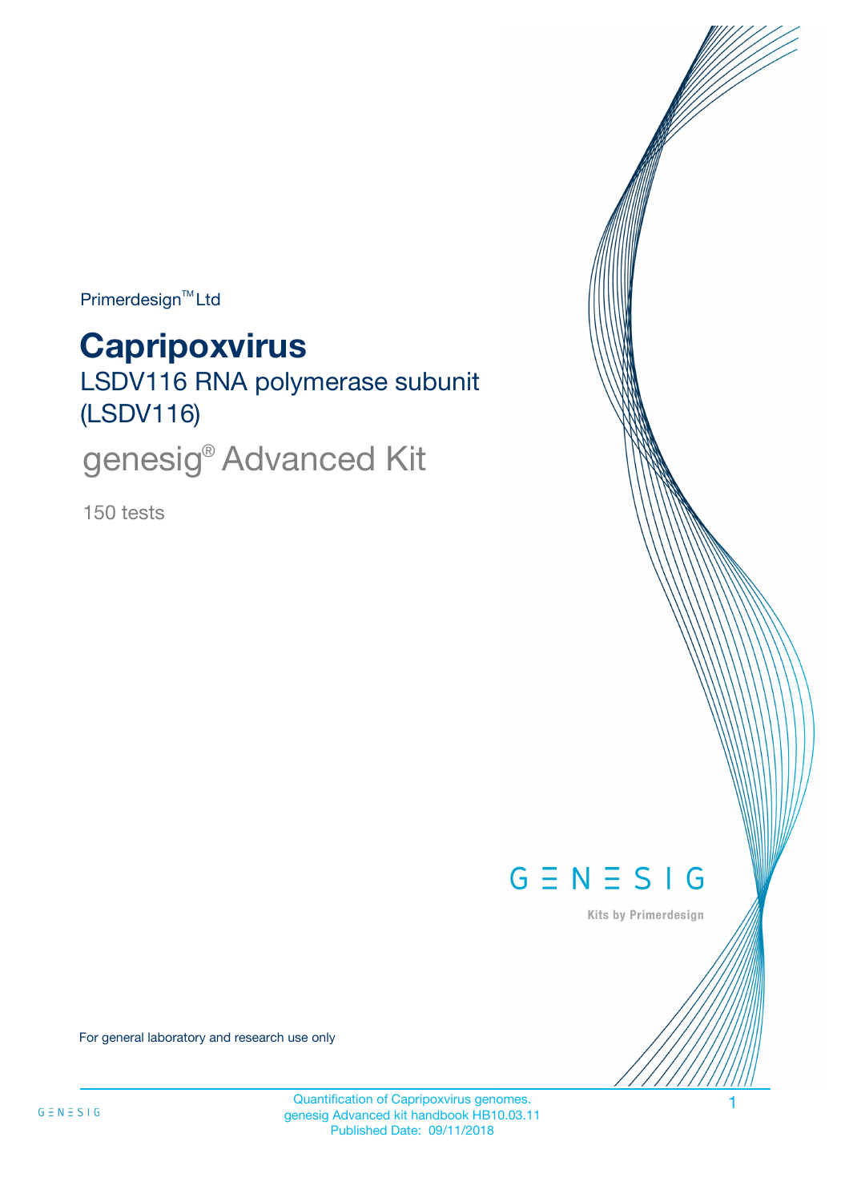Primerdesign™ Ltd

# Capripoxvirus

## LSDV116 RNA polymerase subunit (LSDV116)

## genesig® Advanced Kit

150 tests

GENESIG

Kits by Primerdesign

For general laboratory and research use only

Quantification of Capripoxvirus genomes.
genesig Advanced kit handbook HB10.03.11
Published Date: 09/11/2018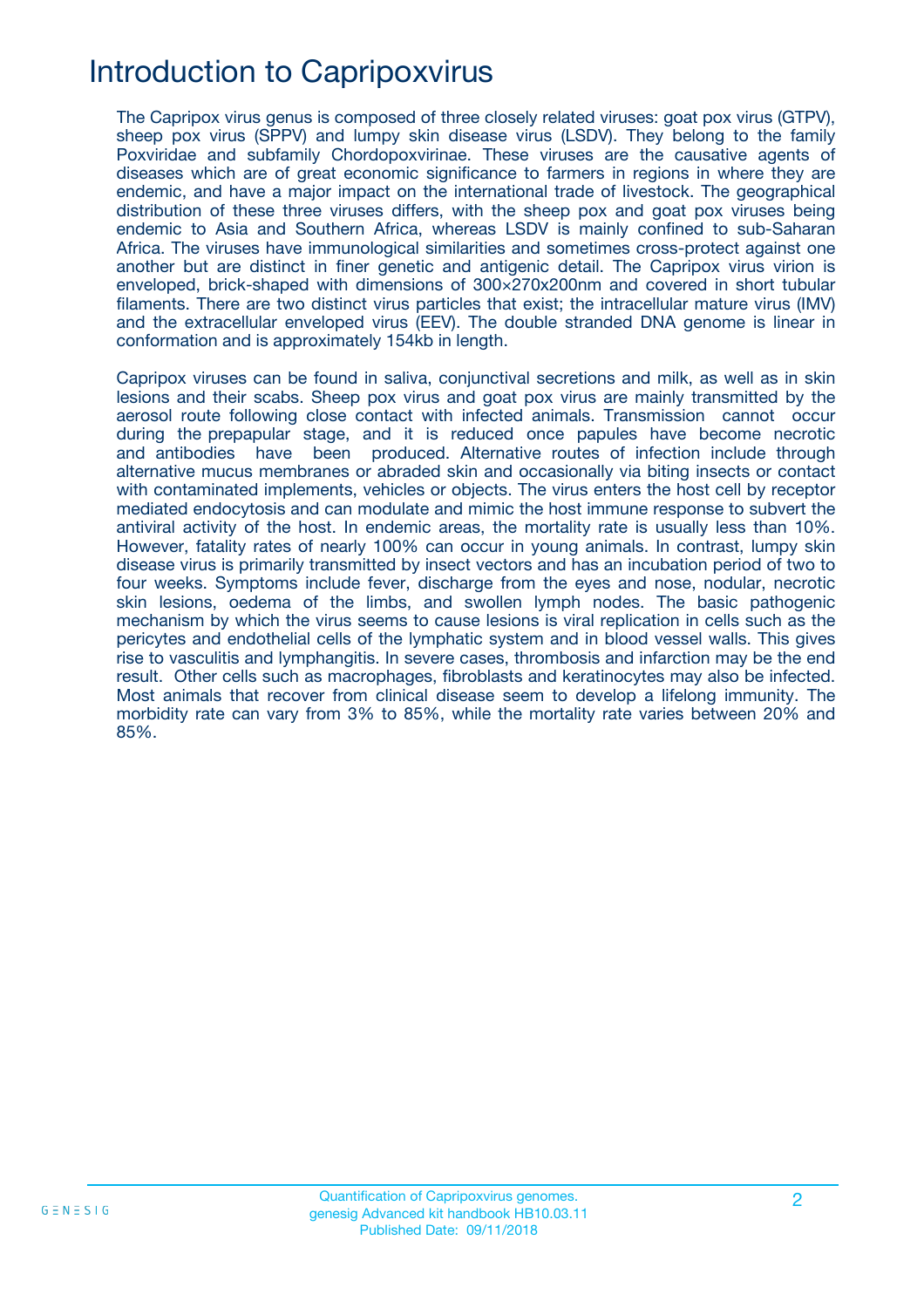# Introduction to Capripoxvirus

The Capripox virus genus is composed of three closely related viruses: goat pox virus (GTPV), sheep pox virus (SPPV) and lumpy skin disease virus (LSDV). They belong to the family Poxviridae and subfamily Chordopoxvirinae. These viruses are the causative agents of diseases which are of great economic significance to farmers in regions in where they are endemic, and have a major impact on the international trade of livestock. The geographical distribution of these three viruses differs, with the sheep pox and goat pox viruses being endemic to Asia and Southern Africa, whereas LSDV is mainly confined to sub-Saharan Africa. The viruses have immunological similarities and sometimes cross-protect against one another but are distinct in finer genetic and antigenic detail. The Capripox virus virion is enveloped, brick-shaped with dimensions of 300×270x200nm and covered in short tubular filaments. There are two distinct virus particles that exist; the intracellular mature virus (IMV) and the extracellular enveloped virus (EEV). The double stranded DNA genome is linear in conformation and is approximately 154kb in length.

Capripox viruses can be found in saliva, conjunctival secretions and milk, as well as in skin lesions and their scabs. Sheep pox virus and goat pox virus are mainly transmitted by the aerosol route following close contact with infected animals. Transmission cannot occur during the prepapular stage, and it is reduced once papules have become necrotic and antibodies have been produced. Alternative routes of infection include through alternative mucus membranes or abraded skin and occasionally via biting insects or contact with contaminated implements, vehicles or objects. The virus enters the host cell by receptor mediated endocytosis and can modulate and mimic the host immune response to subvert the antiviral activity of the host. In endemic areas, the mortality rate is usually less than 10%. However, fatality rates of nearly 100% can occur in young animals. In contrast, lumpy skin disease virus is primarily transmitted by insect vectors and has an incubation period of two to four weeks. Symptoms include fever, discharge from the eyes and nose, nodular, necrotic skin lesions, oedema of the limbs, and swollen lymph nodes. The basic pathogenic mechanism by which the virus seems to cause lesions is viral replication in cells such as the pericytes and endothelial cells of the lymphatic system and in blood vessel walls. This gives rise to vasculitis and lymphangitis. In severe cases, thrombosis and infarction may be the end result. Other cells such as macrophages, fibroblasts and keratinocytes may also be infected. Most animals that recover from clinical disease seem to develop a lifelong immunity. The morbidity rate can vary from 3% to 85%, while the mortality rate varies between 20% and 85%.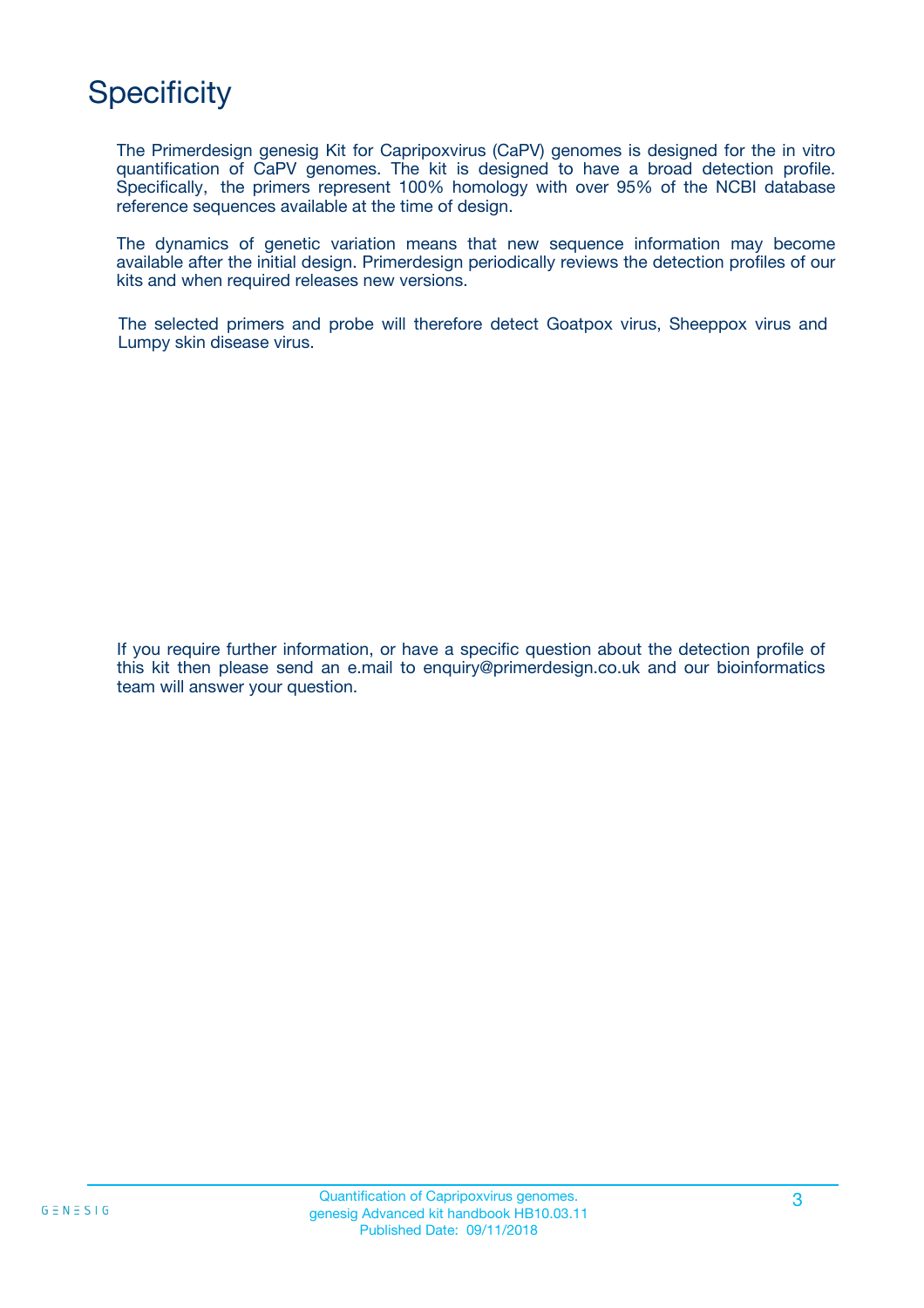# Specificity

The Primerdesign genesig Kit for Capripoxvirus (CaPV) genomes is designed for the in vitro quantification of CaPV genomes. The kit is designed to have a broad detection profile. Specifically, the primers represent 100% homology with over 95% of the NCBI database reference sequences available at the time of design.

The dynamics of genetic variation means that new sequence information may become available after the initial design. Primerdesign periodically reviews the detection profiles of our kits and when required releases new versions.

The selected primers and probe will therefore detect Goatpox virus, Sheeppox virus and Lumpy skin disease virus.

If you require further information, or have a specific question about the detection profile of this kit then please send an e.mail to enquiry@primerdesign.co.uk and our bioinformatics team will answer your question.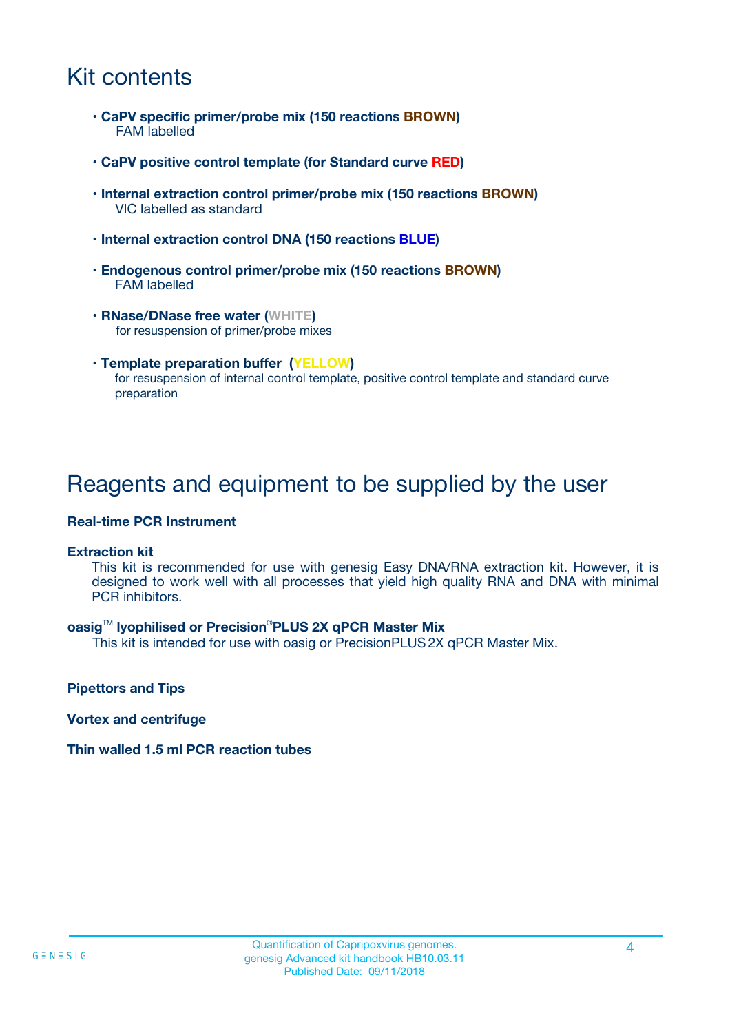# Kit contents

- **CaPV specific primer/probe mix (150 reactions BROWN)**
  FAM labelled

- **CaPV positive control template (for Standard curve RED)**

- **Internal extraction control primer/probe mix (150 reactions BROWN)**
  VIC labelled as standard

- **Internal extraction control DNA (150 reactions BLUE)**

- **Endogenous control primer/probe mix (150 reactions BROWN)**
  FAM labelled

- **RNase/DNase free water (WHITE)**
  for resuspension of primer/probe mixes

- **Template preparation buffer (YELLOW)**
  for resuspension of internal control template, positive control template and standard curve preparation

# Reagents and equipment to be supplied by the user

**Real-time PCR Instrument**

**Extraction kit**
This kit is recommended for use with genesig Easy DNA/RNA extraction kit. However, it is designed to work well with all processes that yield high quality RNA and DNA with minimal PCR inhibitors.

**oasig™ lyophilised or Precision®PLUS 2X qPCR Master Mix**
This kit is intended for use with oasig or PrecisionPLUS 2X qPCR Master Mix.

**Pipettors and Tips**

**Vortex and centrifuge**

**Thin walled 1.5 ml PCR reaction tubes**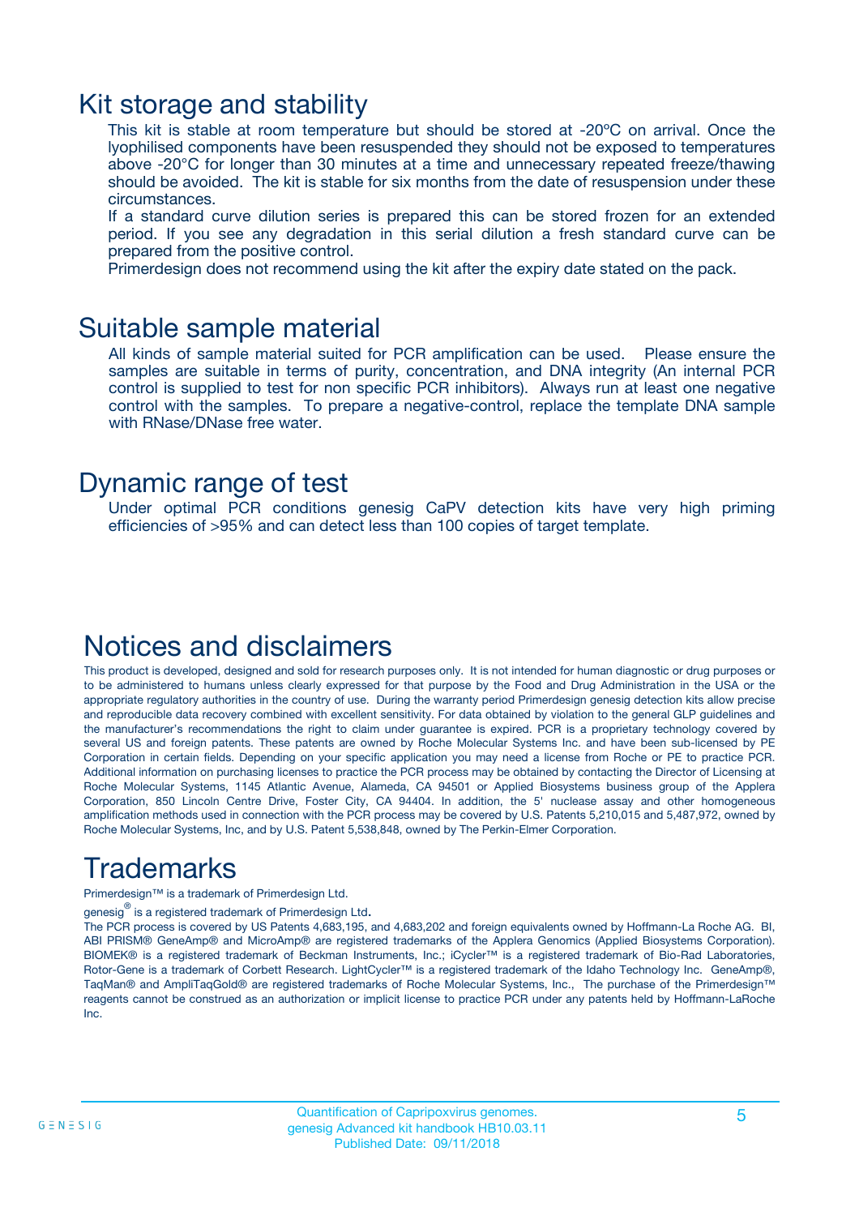## Kit storage and stability

This kit is stable at room temperature but should be stored at -20ºC on arrival. Once the lyophilised components have been resuspended they should not be exposed to temperatures above -20°C for longer than 30 minutes at a time and unnecessary repeated freeze/thawing should be avoided. The kit is stable for six months from the date of resuspension under these circumstances.

If a standard curve dilution series is prepared this can be stored frozen for an extended period. If you see any degradation in this serial dilution a fresh standard curve can be prepared from the positive control.

Primerdesign does not recommend using the kit after the expiry date stated on the pack.

## Suitable sample material

All kinds of sample material suited for PCR amplification can be used. Please ensure the samples are suitable in terms of purity, concentration, and DNA integrity (An internal PCR control is supplied to test for non specific PCR inhibitors). Always run at least one negative control with the samples. To prepare a negative-control, replace the template DNA sample with RNase/DNase free water.

## Dynamic range of test

Under optimal PCR conditions genesig CaPV detection kits have very high priming efficiencies of >95% and can detect less than 100 copies of target template.

## Notices and disclaimers

This product is developed, designed and sold for research purposes only. It is not intended for human diagnostic or drug purposes or to be administered to humans unless clearly expressed for that purpose by the Food and Drug Administration in the USA or the appropriate regulatory authorities in the country of use. During the warranty period Primerdesign genesig detection kits allow precise and reproducible data recovery combined with excellent sensitivity. For data obtained by violation to the general GLP guidelines and the manufacturer's recommendations the right to claim under guarantee is expired. PCR is a proprietary technology covered by several US and foreign patents. These patents are owned by Roche Molecular Systems Inc. and have been sub-licensed by PE Corporation in certain fields. Depending on your specific application you may need a license from Roche or PE to practice PCR. Additional information on purchasing licenses to practice the PCR process may be obtained by contacting the Director of Licensing at Roche Molecular Systems, 1145 Atlantic Avenue, Alameda, CA 94501 or Applied Biosystems business group of the Applera Corporation, 850 Lincoln Centre Drive, Foster City, CA 94404. In addition, the 5' nuclease assay and other homogeneous amplification methods used in connection with the PCR process may be covered by U.S. Patents 5,210,015 and 5,487,972, owned by Roche Molecular Systems, Inc, and by U.S. Patent 5,538,848, owned by The Perkin-Elmer Corporation.

## Trademarks

Primerdesign™ is a trademark of Primerdesign Ltd.

genesig® is a registered trademark of Primerdesign Ltd.

The PCR process is covered by US Patents 4,683,195, and 4,683,202 and foreign equivalents owned by Hoffmann-La Roche AG. BI, ABI PRISM® GeneAmp® and MicroAmp® are registered trademarks of the Applera Genomics (Applied Biosystems Corporation). BIOMEK® is a registered trademark of Beckman Instruments, Inc.; iCycler™ is a registered trademark of Bio-Rad Laboratories, Rotor-Gene is a trademark of Corbett Research. LightCycler™ is a registered trademark of the Idaho Technology Inc. GeneAmp®, TaqMan® and AmpliTaqGold® are registered trademarks of Roche Molecular Systems, Inc., The purchase of the Primerdesign™ reagents cannot be construed as an authorization or implicit license to practice PCR under any patents held by Hoffmann-LaRoche Inc.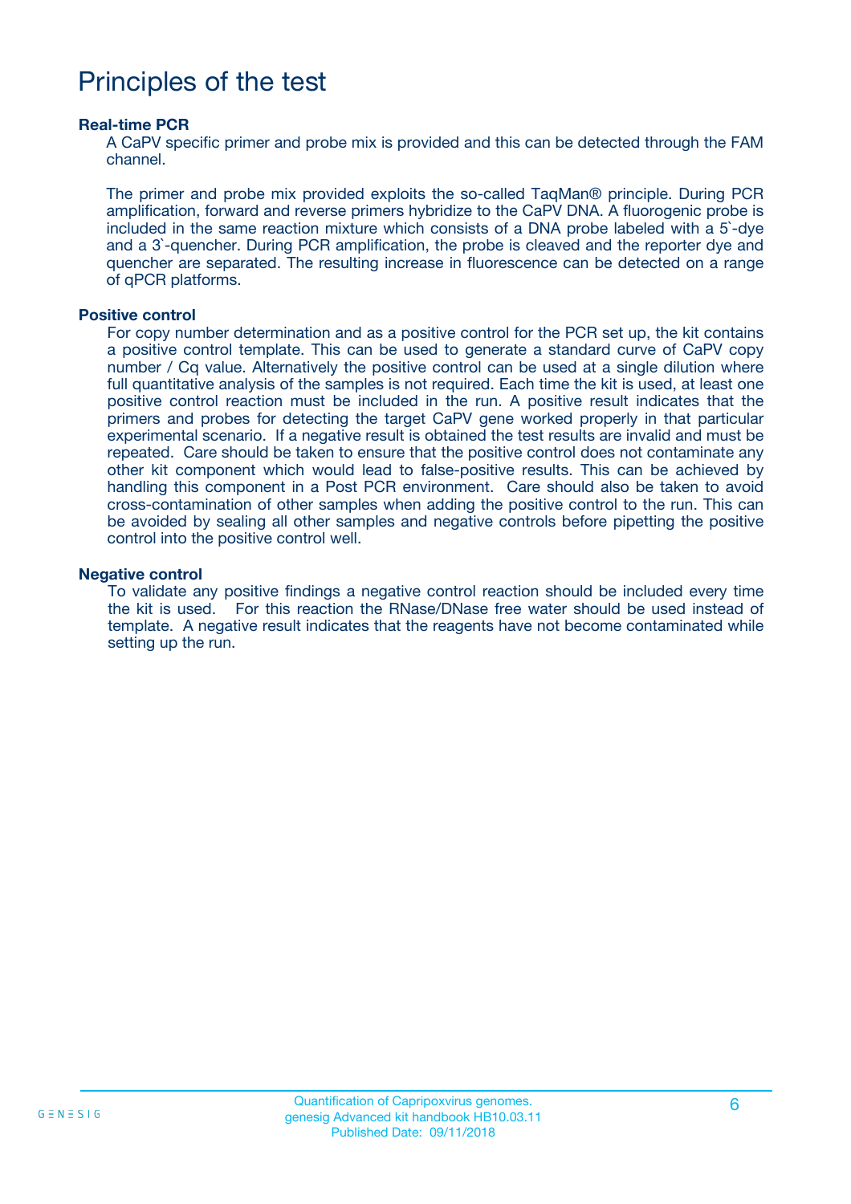# Principles of the test

### Real-time PCR

A CaPV specific primer and probe mix is provided and this can be detected through the FAM channel.

The primer and probe mix provided exploits the so-called TaqMan® principle. During PCR amplification, forward and reverse primers hybridize to the CaPV DNA. A fluorogenic probe is included in the same reaction mixture which consists of a DNA probe labeled with a 5`-dye and a 3`-quencher. During PCR amplification, the probe is cleaved and the reporter dye and quencher are separated. The resulting increase in fluorescence can be detected on a range of qPCR platforms.

### Positive control

For copy number determination and as a positive control for the PCR set up, the kit contains a positive control template. This can be used to generate a standard curve of CaPV copy number / Cq value. Alternatively the positive control can be used at a single dilution where full quantitative analysis of the samples is not required. Each time the kit is used, at least one positive control reaction must be included in the run. A positive result indicates that the primers and probes for detecting the target CaPV gene worked properly in that particular experimental scenario. If a negative result is obtained the test results are invalid and must be repeated. Care should be taken to ensure that the positive control does not contaminate any other kit component which would lead to false-positive results. This can be achieved by handling this component in a Post PCR environment. Care should also be taken to avoid cross-contamination of other samples when adding the positive control to the run. This can be avoided by sealing all other samples and negative controls before pipetting the positive control into the positive control well.

### Negative control

To validate any positive findings a negative control reaction should be included every time the kit is used. For this reaction the RNase/DNase free water should be used instead of template. A negative result indicates that the reagents have not become contaminated while setting up the run.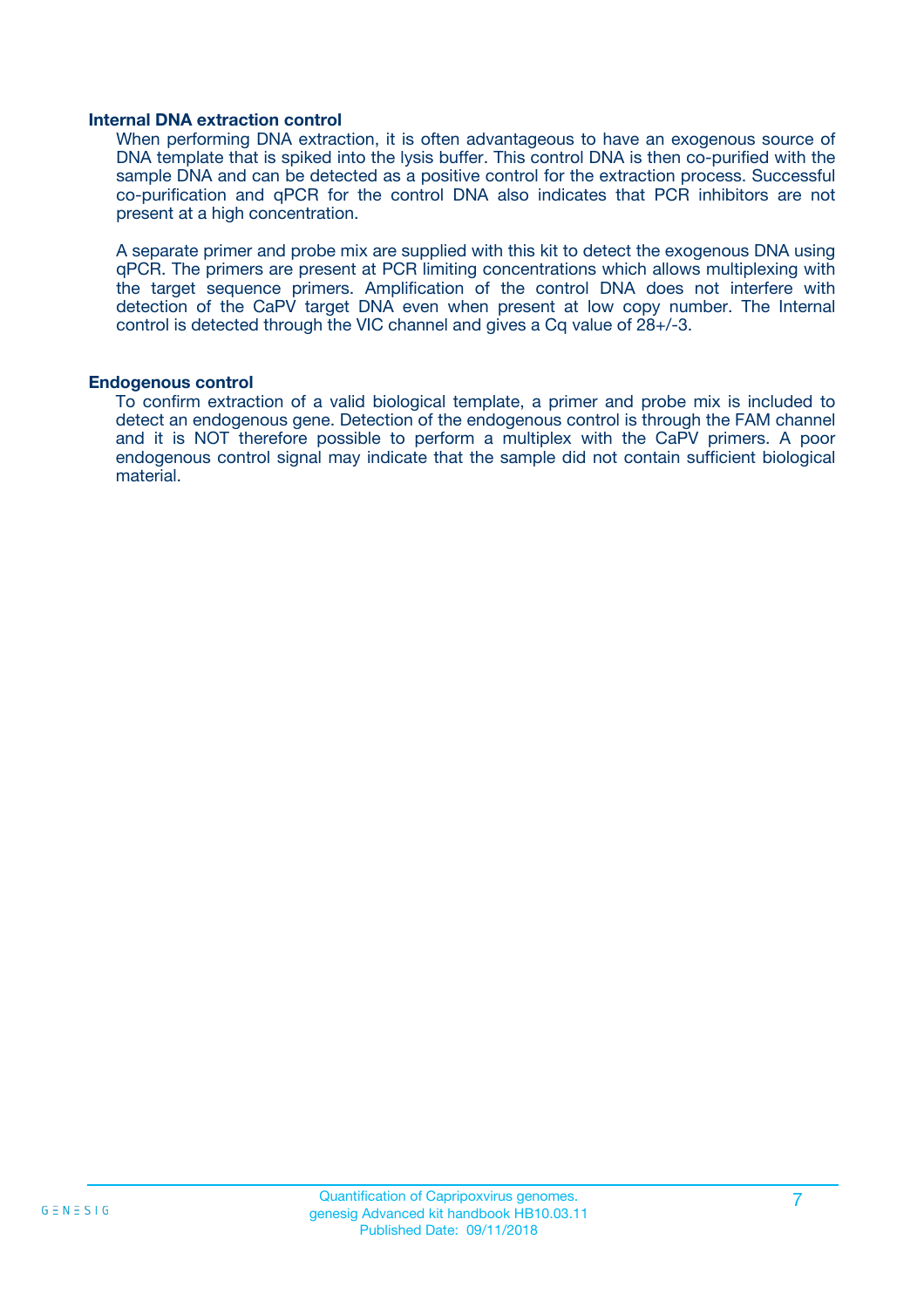### Internal DNA extraction control

When performing DNA extraction, it is often advantageous to have an exogenous source of DNA template that is spiked into the lysis buffer. This control DNA is then co-purified with the sample DNA and can be detected as a positive control for the extraction process. Successful co-purification and qPCR for the control DNA also indicates that PCR inhibitors are not present at a high concentration.

A separate primer and probe mix are supplied with this kit to detect the exogenous DNA using qPCR. The primers are present at PCR limiting concentrations which allows multiplexing with the target sequence primers. Amplification of the control DNA does not interfere with detection of the CaPV target DNA even when present at low copy number. The Internal control is detected through the VIC channel and gives a Cq value of 28+/-3.

### Endogenous control

To confirm extraction of a valid biological template, a primer and probe mix is included to detect an endogenous gene. Detection of the endogenous control is through the FAM channel and it is NOT therefore possible to perform a multiplex with the CaPV primers. A poor endogenous control signal may indicate that the sample did not contain sufficient biological material.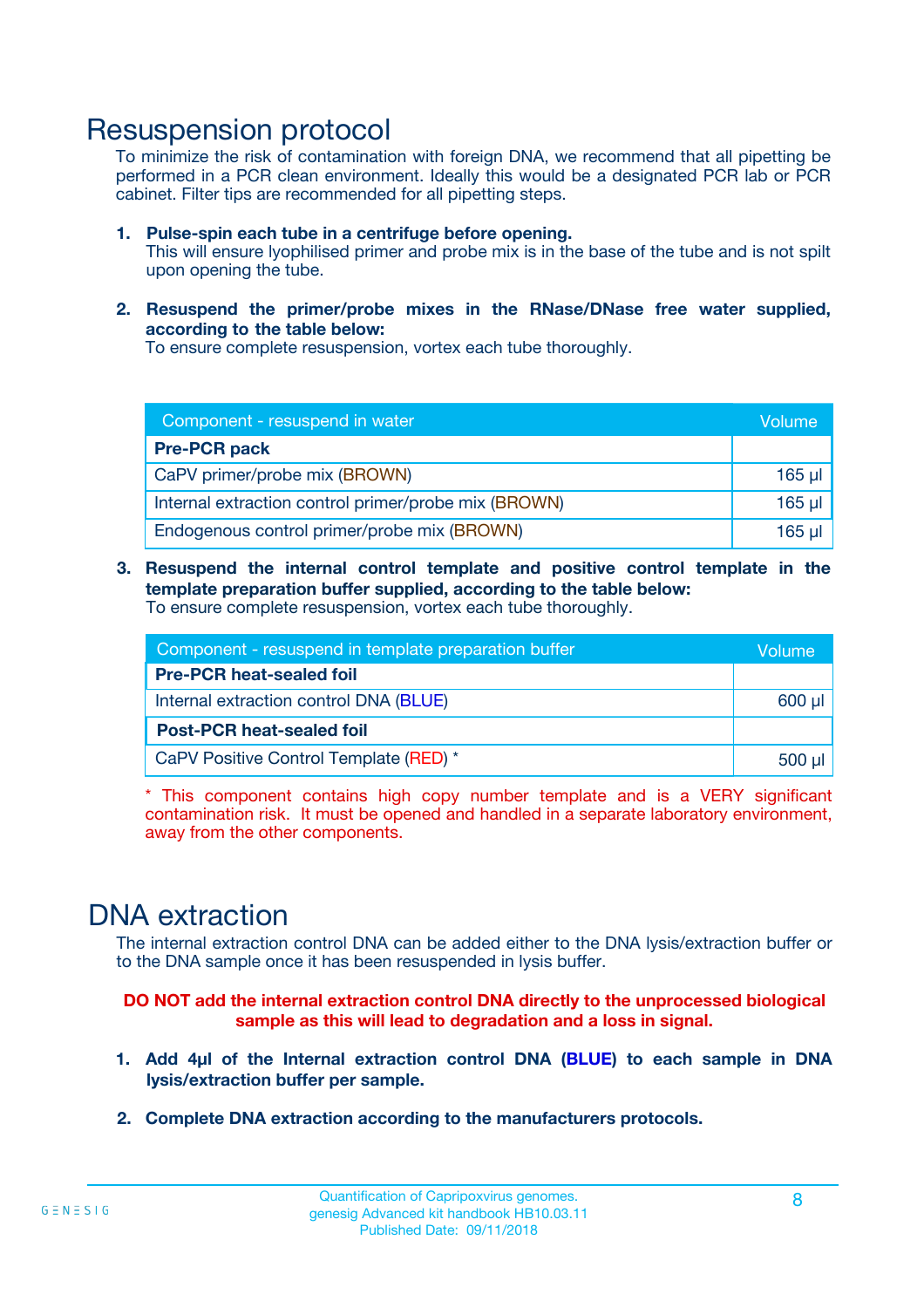# Resuspension protocol

To minimize the risk of contamination with foreign DNA, we recommend that all pipetting be performed in a PCR clean environment. Ideally this would be a designated PCR lab or PCR cabinet. Filter tips are recommended for all pipetting steps.

1. **Pulse-spin each tube in a centrifuge before opening.**
   This will ensure lyophilised primer and probe mix is in the base of the tube and is not spilt upon opening the tube.

2. **Resuspend the primer/probe mixes in the RNase/DNase free water supplied, according to the table below:**
   To ensure complete resuspension, vortex each tube thoroughly.

| Component - resuspend in water | Volume |
|---|---|
| **Pre-PCR pack** | |
| CaPV primer/probe mix (BROWN) | 165 µl |
| Internal extraction control primer/probe mix (BROWN) | 165 µl |
| Endogenous control primer/probe mix (BROWN) | 165 µl |

3. **Resuspend the internal control template and positive control template in the template preparation buffer supplied, according to the table below:**
   To ensure complete resuspension, vortex each tube thoroughly.

| Component - resuspend in template preparation buffer | Volume |
|---|---|
| **Pre-PCR heat-sealed foil** | |
| Internal extraction control DNA (BLUE) | 600 µl |
| **Post-PCR heat-sealed foil** | |
| CaPV Positive Control Template (RED) * | 500 µl |

\* This component contains high copy number template and is a VERY significant contamination risk. It must be opened and handled in a separate laboratory environment, away from the other components.

# DNA extraction

The internal extraction control DNA can be added either to the DNA lysis/extraction buffer or to the DNA sample once it has been resuspended in lysis buffer.

**DO NOT add the internal extraction control DNA directly to the unprocessed biological sample as this will lead to degradation and a loss in signal.**

1. **Add 4µl of the Internal extraction control DNA (BLUE) to each sample in DNA lysis/extraction buffer per sample.**

2. **Complete DNA extraction according to the manufacturers protocols.**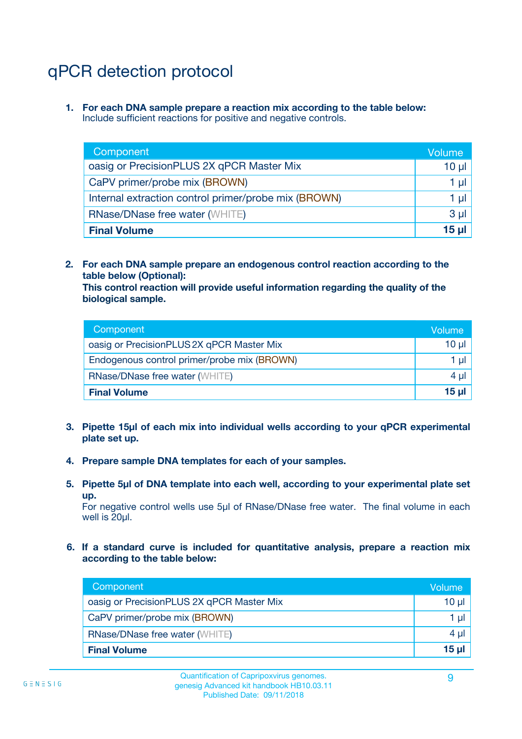# qPCR detection protocol

1. **For each DNA sample prepare a reaction mix according to the table below:**
   Include sufficient reactions for positive and negative controls.

| Component | Volume |
|---|---|
| oasig or PrecisionPLUS 2X qPCR Master Mix | 10 µl |
| CaPV primer/probe mix (BROWN) | 1 µl |
| Internal extraction control primer/probe mix (BROWN) | 1 µl |
| RNase/DNase free water (WHITE) | 3 µl |
| **Final Volume** | **15 µl** |

2. **For each DNA sample prepare an endogenous control reaction according to the table below (Optional):**
   **This control reaction will provide useful information regarding the quality of the biological sample.**

| Component | Volume |
|---|---|
| oasig or PrecisionPLUS 2X qPCR Master Mix | 10 µl |
| Endogenous control primer/probe mix (BROWN) | 1 µl |
| RNase/DNase free water (WHITE) | 4 µl |
| **Final Volume** | **15 µl** |

3. **Pipette 15µl of each mix into individual wells according to your qPCR experimental plate set up.**

4. **Prepare sample DNA templates for each of your samples.**

5. **Pipette 5µl of DNA template into each well, according to your experimental plate set up.**
   For negative control wells use 5µl of RNase/DNase free water. The final volume in each well is 20µl.

6. **If a standard curve is included for quantitative analysis, prepare a reaction mix according to the table below:**

| Component | Volume |
|---|---|
| oasig or PrecisionPLUS 2X qPCR Master Mix | 10 µl |
| CaPV primer/probe mix (BROWN) | 1 µl |
| RNase/DNase free water (WHITE) | 4 µl |
| **Final Volume** | **15 µl** |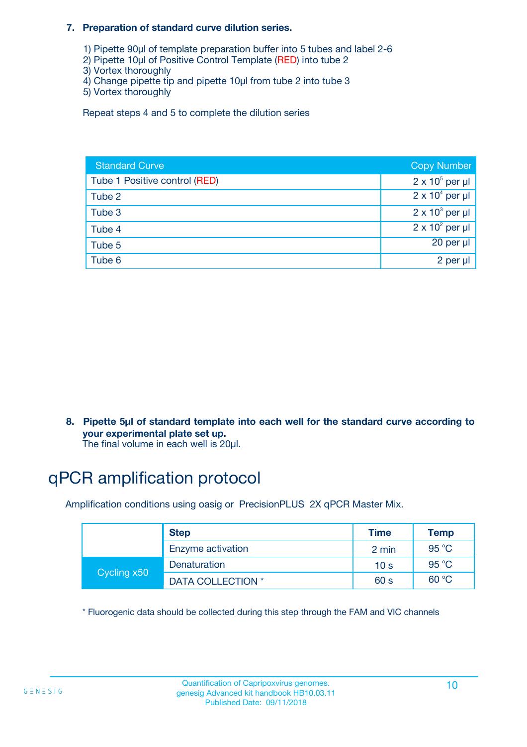**7. Preparation of standard curve dilution series.**

1) Pipette 90µl of template preparation buffer into 5 tubes and label 2-6
2) Pipette 10µl of Positive Control Template (RED) into tube 2
3) Vortex thoroughly
4) Change pipette tip and pipette 10µl from tube 2 into tube 3
5) Vortex thoroughly

Repeat steps 4 and 5 to complete the dilution series

| Standard Curve | Copy Number |
|---|---|
| Tube 1 Positive control (RED) | $2 \times 10^5$ per µl |
| Tube 2 | $2 \times 10^4$ per µl |
| Tube 3 | $2 \times 10^3$ per µl |
| Tube 4 | $2 \times 10^2$ per µl |
| Tube 5 | 20 per µl |
| Tube 6 | 2 per µl |

**8. Pipette 5µl of standard template into each well for the standard curve according to your experimental plate set up.**
The final volume in each well is 20µl.

# qPCR amplification protocol

Amplification conditions using oasig or PrecisionPLUS 2X qPCR Master Mix.

| | Step | Time | Temp |
|---|---|---|---|
| | Enzyme activation | 2 min | 95 °C |
| Cycling x50 | Denaturation | 10 s | 95 °C |
| | DATA COLLECTION * | 60 s | 60 °C |

* Fluorogenic data should be collected during this step through the FAM and VIC channels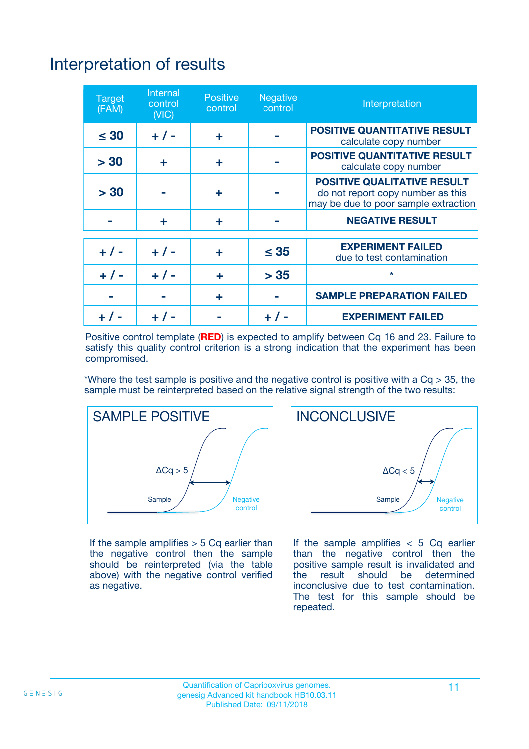# Interpretation of results

| Target (FAM) | Internal control (VIC) | Positive control | Negative control | Interpretation |
|---|---|---|---|---|
| ≤ 30 | + / - | + | - | **POSITIVE QUANTITATIVE RESULT** calculate copy number |
| > 30 | + | + | - | **POSITIVE QUANTITATIVE RESULT** calculate copy number |
| > 30 | - | + | - | **POSITIVE QUALITATIVE RESULT** do not report copy number as this may be due to poor sample extraction |
| - | + | + | - | **NEGATIVE RESULT** |
| + / - | + / - | + | ≤ 35 | **EXPERIMENT FAILED** due to test contamination |
| + / - | + / - | + | > 35 | * |
| - | - | + | - | **SAMPLE PREPARATION FAILED** |
| + / - | + / - | - | + / - | **EXPERIMENT FAILED** |

Positive control template (**RED**) is expected to amplify between Cq 16 and 23. Failure to satisfy this quality control criterion is a strong indication that the experiment has been compromised.

*Where the test sample is positive and the negative control is positive with a Cq > 35, the sample must be reinterpreted based on the relative signal strength of the two results:

**SAMPLE POSITIVE**

ΔCq > 5

Sample

Negative control

If the sample amplifies > 5 Cq earlier than the negative control then the sample should be reinterpreted (via the table above) with the negative control verified as negative.

**INCONCLUSIVE**

ΔCq < 5

Sample

Negative control

If the sample amplifies < 5 Cq earlier than the negative control then the positive sample result is invalidated and the result should be determined inconclusive due to test contamination. The test for this sample should be repeated.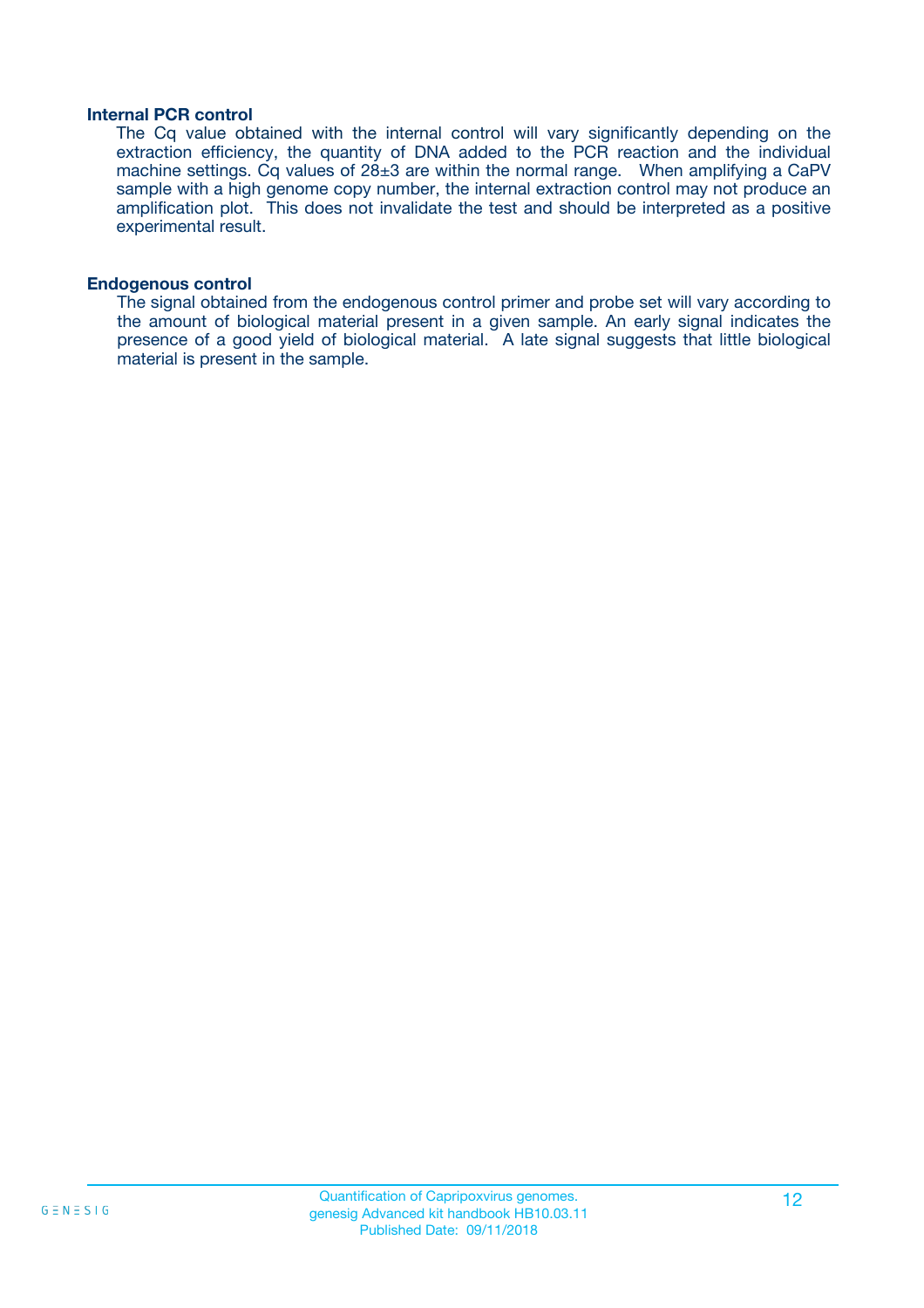### Internal PCR control

The Cq value obtained with the internal control will vary significantly depending on the extraction efficiency, the quantity of DNA added to the PCR reaction and the individual machine settings. Cq values of 28±3 are within the normal range. When amplifying a CaPV sample with a high genome copy number, the internal extraction control may not produce an amplification plot. This does not invalidate the test and should be interpreted as a positive experimental result.

### Endogenous control

The signal obtained from the endogenous control primer and probe set will vary according to the amount of biological material present in a given sample. An early signal indicates the presence of a good yield of biological material. A late signal suggests that little biological material is present in the sample.